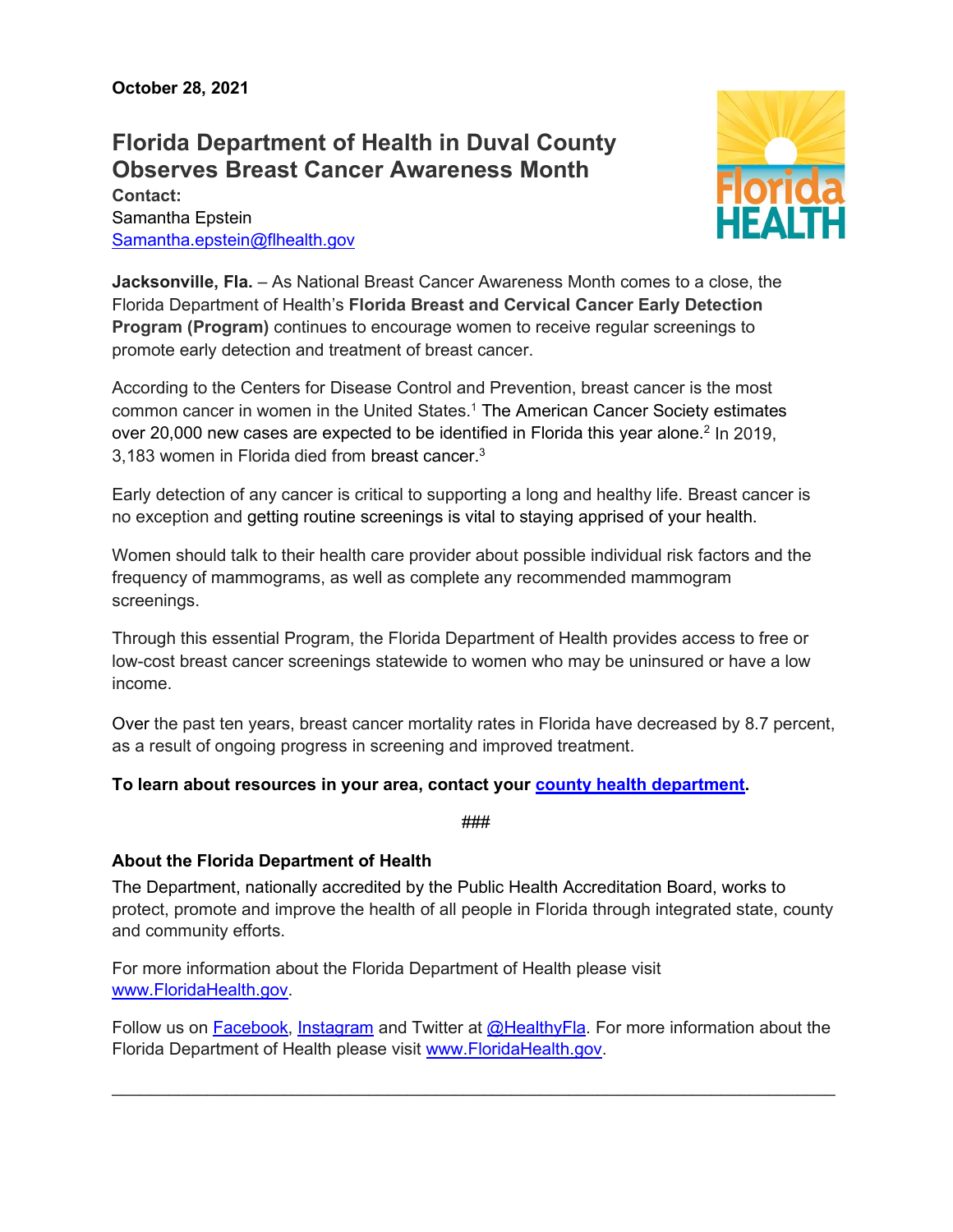**October 28, 2021**

# Florida Department of Health in Duval County Observes Breast Cancer Awareness Month

**Contact:**
Samantha Epstein
Samantha.epstein@flhealth.gov

**Jacksonville, Fla.** – As National Breast Cancer Awareness Month comes to a close, the Florida Department of Health's **Florida Breast and Cervical Cancer Early Detection Program (Program)** continues to encourage women to receive regular screenings to promote early detection and treatment of breast cancer.

According to the Centers for Disease Control and Prevention, breast cancer is the most common cancer in women in the United States.[1] The American Cancer Society estimates over 20,000 new cases are expected to be identified in Florida this year alone.[2] In 2019, 3,183 women in Florida died from breast cancer.[3]

Early detection of any cancer is critical to supporting a long and healthy life. Breast cancer is no exception and getting routine screenings is vital to staying apprised of your health.

Women should talk to their health care provider about possible individual risk factors and the frequency of mammograms, as well as complete any recommended mammogram screenings.

Through this essential Program, the Florida Department of Health provides access to free or low-cost breast cancer screenings statewide to women who may be uninsured or have a low income.

Over the past ten years, breast cancer mortality rates in Florida have decreased by 8.7 percent, as a result of ongoing progress in screening and improved treatment.

**To learn about resources in your area, contact your county health department.**

###

**About the Florida Department of Health**

The Department, nationally accredited by the Public Health Accreditation Board, works to protect, promote and improve the health of all people in Florida through integrated state, county and community efforts.

For more information about the Florida Department of Health please visit www.FloridaHealth.gov.

Follow us on Facebook, Instagram and Twitter at @HealthyFla. For more information about the Florida Department of Health please visit www.FloridaHealth.gov.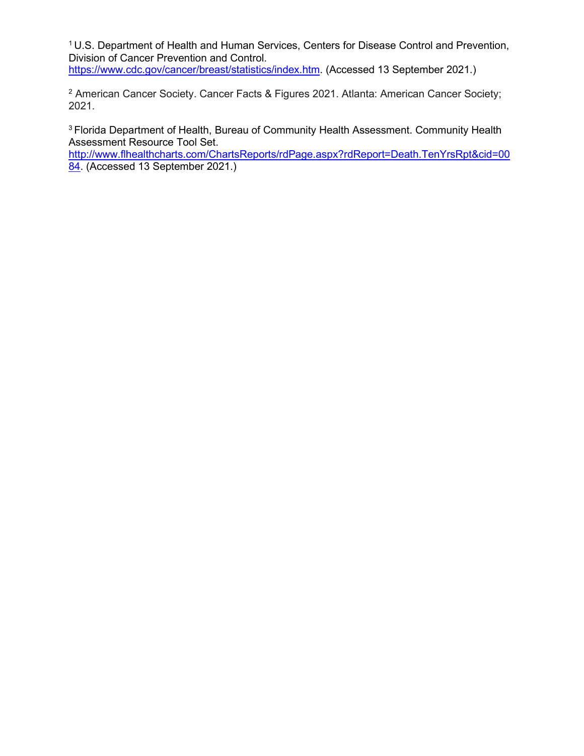[1] U.S. Department of Health and Human Services, Centers for Disease Control and Prevention, Division of Cancer Prevention and Control. https://www.cdc.gov/cancer/breast/statistics/index.htm. (Accessed 13 September 2021.)

[2] American Cancer Society. Cancer Facts & Figures 2021. Atlanta: American Cancer Society; 2021.

[3] Florida Department of Health, Bureau of Community Health Assessment. Community Health Assessment Resource Tool Set. http://www.flhealthcharts.com/ChartsReports/rdPage.aspx?rdReport=Death.TenYrsRpt&cid=0084. (Accessed 13 September 2021.)